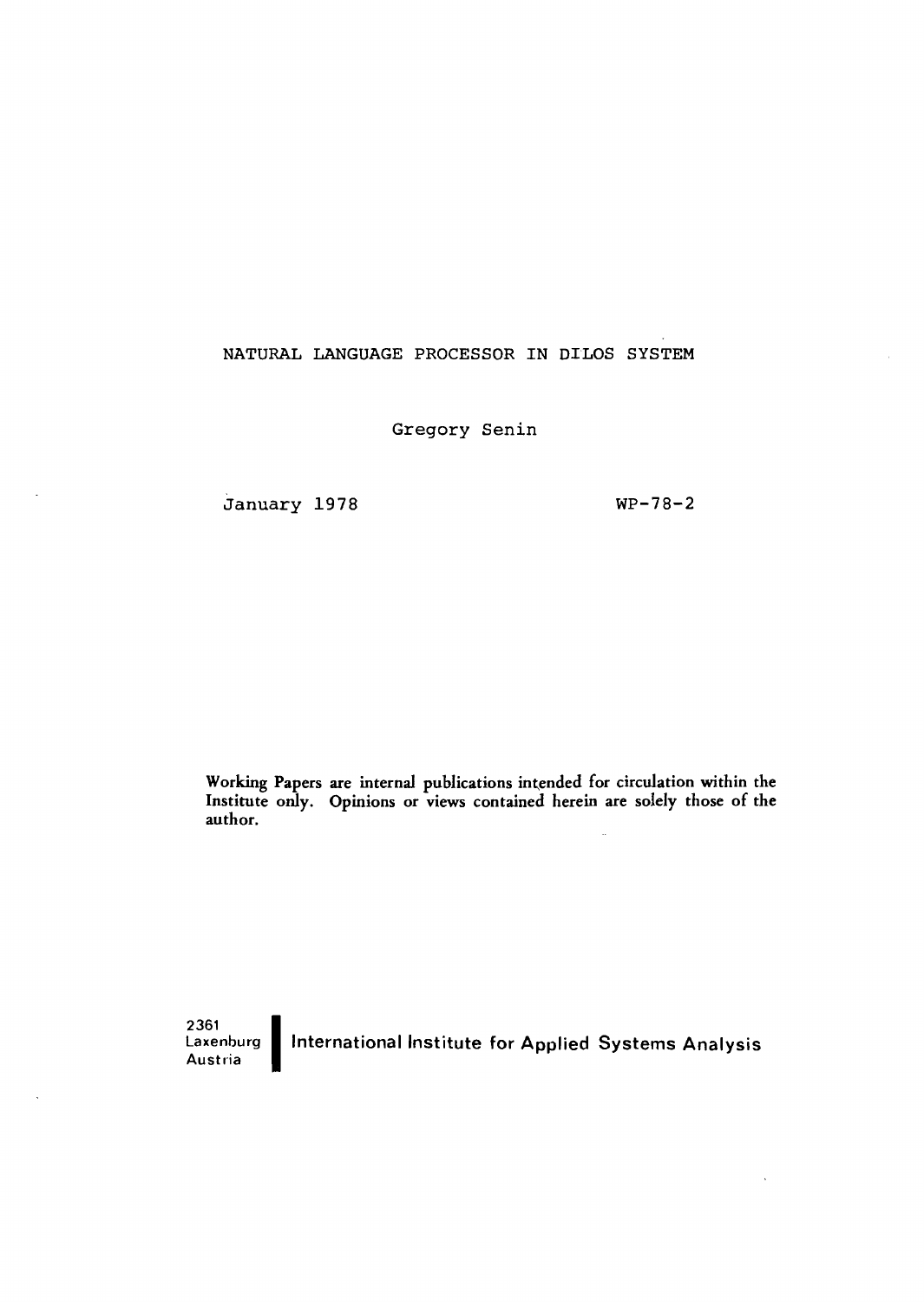# NATURAL LANGUAGE PROCESSOR IN DILOS SYSTEM

Gregory Senin

January 1978 WP-78-2

*Working Papers are internal publications intended for circulation within the Institute only. Opinions or views contained herein are solely those of the author.*

2361
Laxenburg
Austria

**International Institute for Applied Systems Analysis**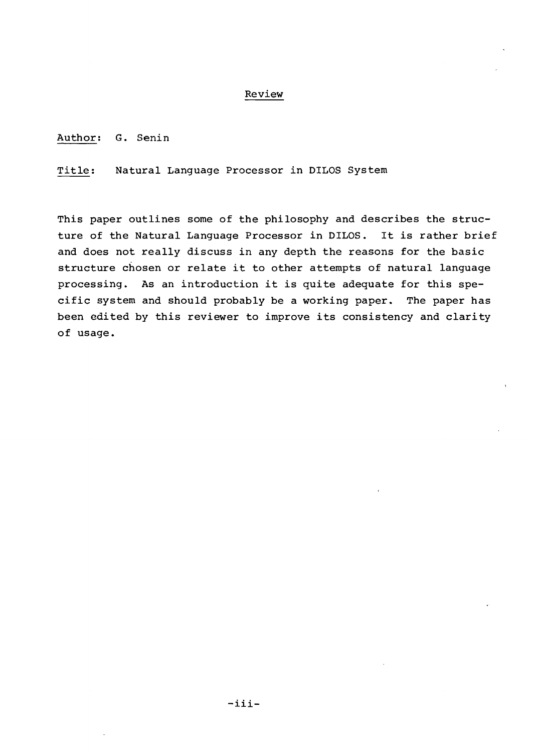# Review

Author: G. Senin

Title: Natural Language Processor in DILOS System

This paper outlines some of the philosophy and describes the structure of the Natural Language Processor in DILOS. It is rather brief and does not really discuss in any depth the reasons for the basic structure chosen or relate it to other attempts of natural language processing. As an introduction it is quite adequate for this specific system and should probably be a working paper. The paper has been edited by this reviewer to improve its consistency and clarity of usage.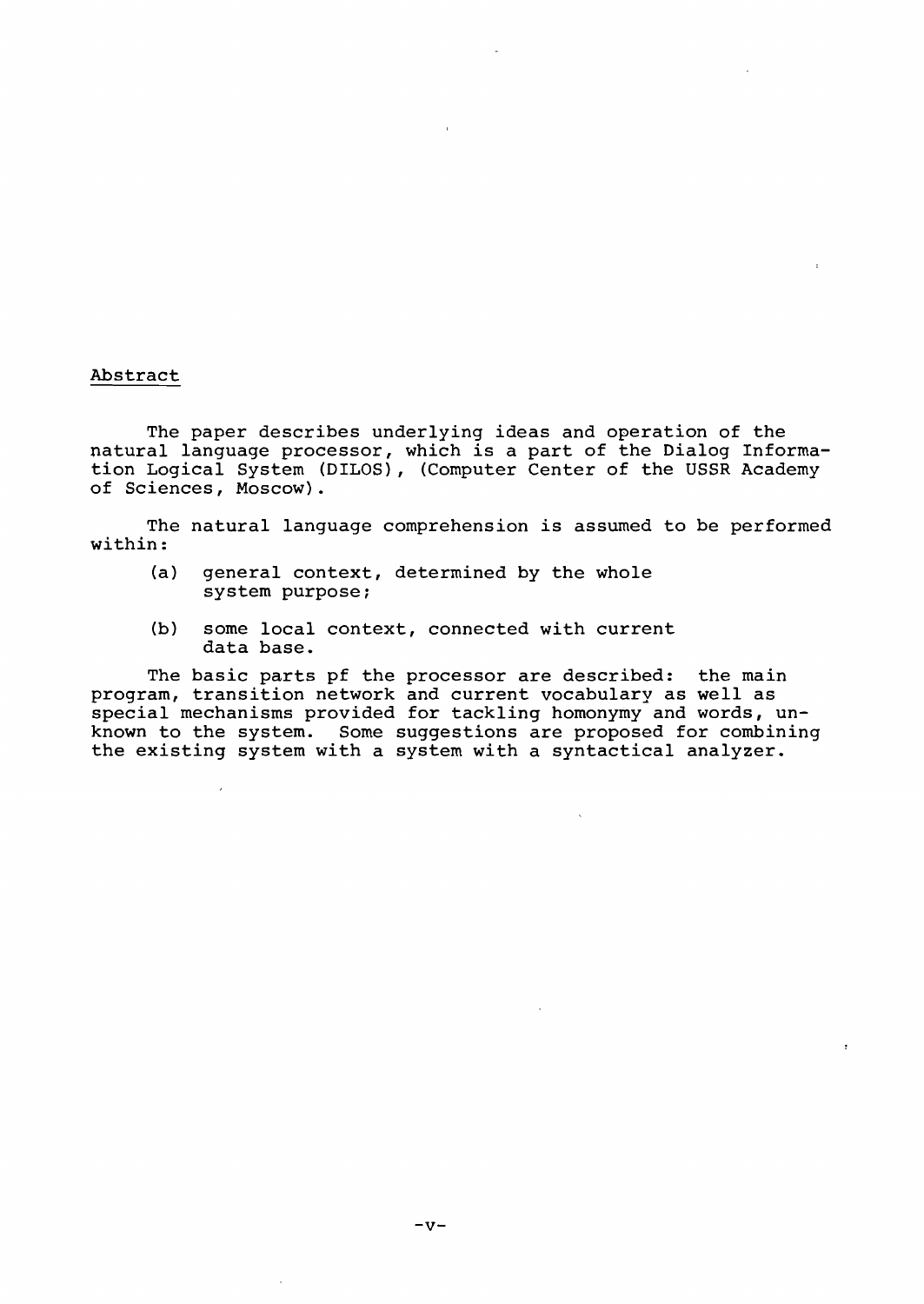## Abstract

The paper describes underlying ideas and operation of the natural language processor, which is a part of the Dialog Information Logical System (DILOS), (Computer Center of the USSR Academy of Sciences, Moscow).

The natural language comprehension is assumed to be performed within:

(a) general context, determined by the whole system purpose;

(b) some local context, connected with current data base.

The basic parts pf the processor are described: the main program, transition network and current vocabulary as well as special mechanisms provided for tackling homonymy and words, unknown to the system. Some suggestions are proposed for combining the existing system with a system with a syntactical analyzer.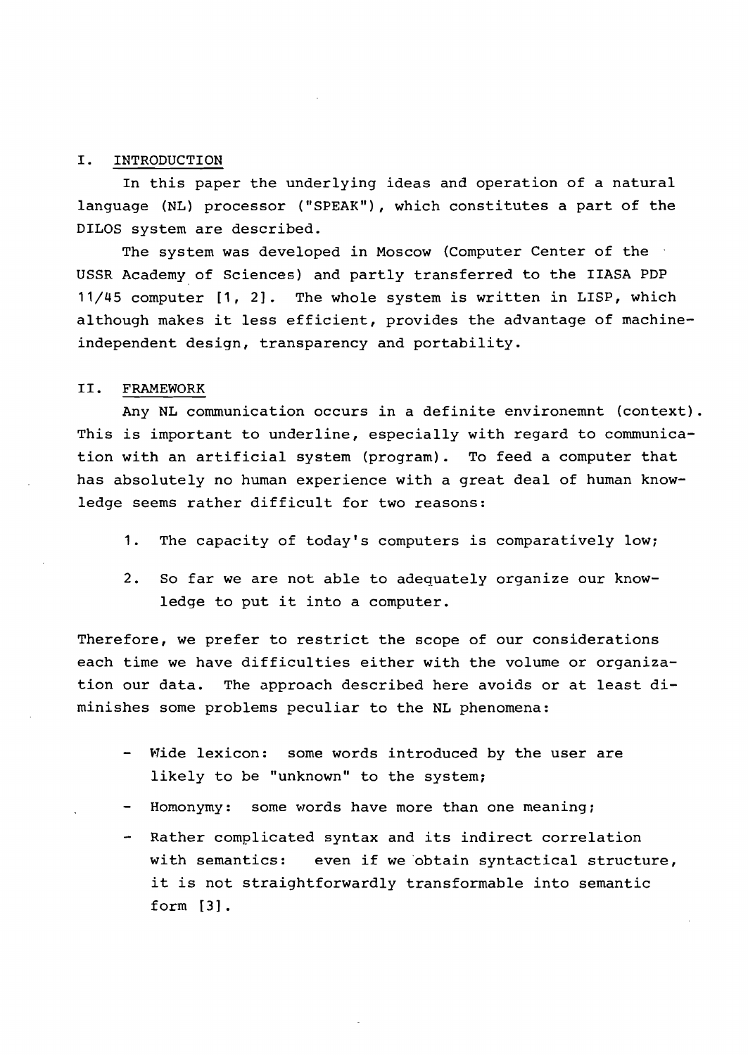## I. INTRODUCTION

In this paper the underlying ideas and operation of a natural language (NL) processor ("SPEAK"), which constitutes a part of the DILOS system are described.

The system was developed in Moscow (Computer Center of the USSR Academy of Sciences) and partly transferred to the IIASA PDP 11/45 computer [1, 2]. The whole system is written in LISP, which although makes it less efficient, provides the advantage of machine-independent design, transparency and portability.

## II. FRAMEWORK

Any NL communication occurs in a definite environemnt (context). This is important to underline, especially with regard to communication with an artificial system (program). To feed a computer that has absolutely no human experience with a great deal of human knowledge seems rather difficult for two reasons:

1. The capacity of today's computers is comparatively low;

2. So far we are not able to adequately organize our knowledge to put it into a computer.

Therefore, we prefer to restrict the scope of our considerations each time we have difficulties either with the volume or organization our data. The approach described here avoids or at least diminishes some problems peculiar to the NL phenomena:

- Wide lexicon: some words introduced by the user are likely to be "unknown" to the system;
- Homonymy: some words have more than one meaning;
- Rather complicated syntax and its indirect correlation with semantics: even if we obtain syntactical structure, it is not straightforwardly transformable into semantic form [3].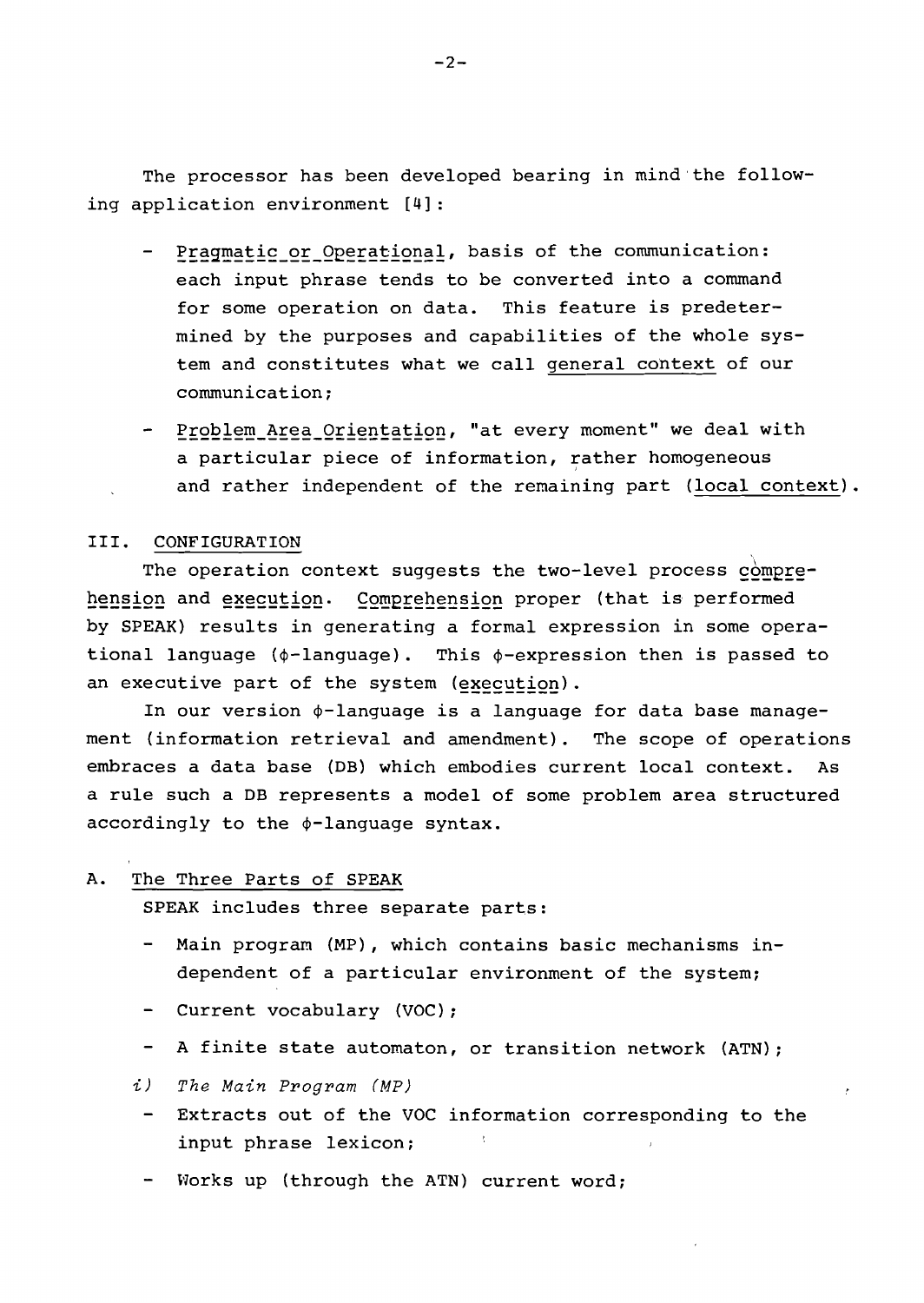The processor has been developed bearing in mind the following application environment [4]:

- Pragmatic or Operational, basis of the communication: each input phrase tends to be converted into a command for some operation on data. This feature is predetermined by the purposes and capabilities of the whole system and constitutes what we call general context of our communication;
- Problem Area Orientation, "at every moment" we deal with a particular piece of information, rather homogeneous and rather independent of the remaining part (local context).

## III. CONFIGURATION

The operation context suggests the two-level process comprehension and execution. Comprehension proper (that is performed by SPEAK) results in generating a formal expression in some operational language ($\phi$-language). This $\phi$-expression then is passed to an executive part of the system (execution).

In our version $\phi$-language is a language for data base management (information retrieval and amendment). The scope of operations embraces a data base (DB) which embodies current local context. As a rule such a DB represents a model of some problem area structured accordingly to the $\phi$-language syntax.

### A. The Three Parts of SPEAK

SPEAK includes three separate parts:

- Main program (MP), which contains basic mechanisms independent of a particular environment of the system;
- Current vocabulary (VOC);
- A finite state automaton, or transition network (ATN);

*i) The Main Program (MP)*

- Extracts out of the VOC information corresponding to the input phrase lexicon;
- Works up (through the ATN) current word;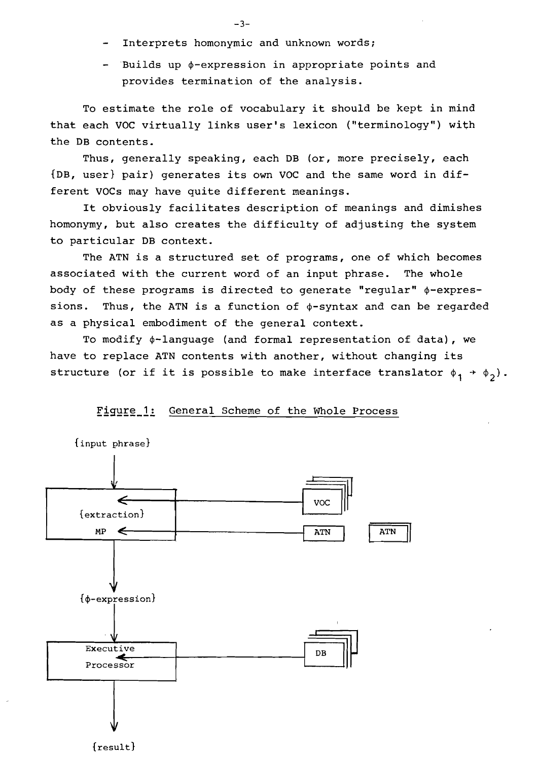- Interprets homonymic and unknown words;
- Builds up $\phi$-expression in appropriate points and provides termination of the analysis.

To estimate the role of vocabulary it should be kept in mind that each VOC virtually links user's lexicon ("terminology") with the DB contents.

Thus, generally speaking, each DB (or, more precisely, each {DB, user} pair) generates its own VOC and the same word in different VOCs may have quite different meanings.

It obviously facilitates description of meanings and dimishes homonymy, but also creates the difficulty of adjusting the system to particular DB context.

The ATN is a structured set of programs, one of which becomes associated with the current word of an input phrase. The whole body of these programs is directed to generate "regular" $\phi$-expressions. Thus, the ATN is a function of $\phi$-syntax and can be regarded as a physical embodiment of the general context.

To modify $\phi$-language (and formal representation of data), we have to replace ATN contents with another, without changing its structure (or if it is possible to make interface translator $\phi_1 \rightarrow \phi_2$).

Figure 1: General Scheme of the Whole Process

{input phrase}

{extraction}

MP

VOC

ATN

ATN

{$\phi$-expression}

Executive Processor

DB

{result}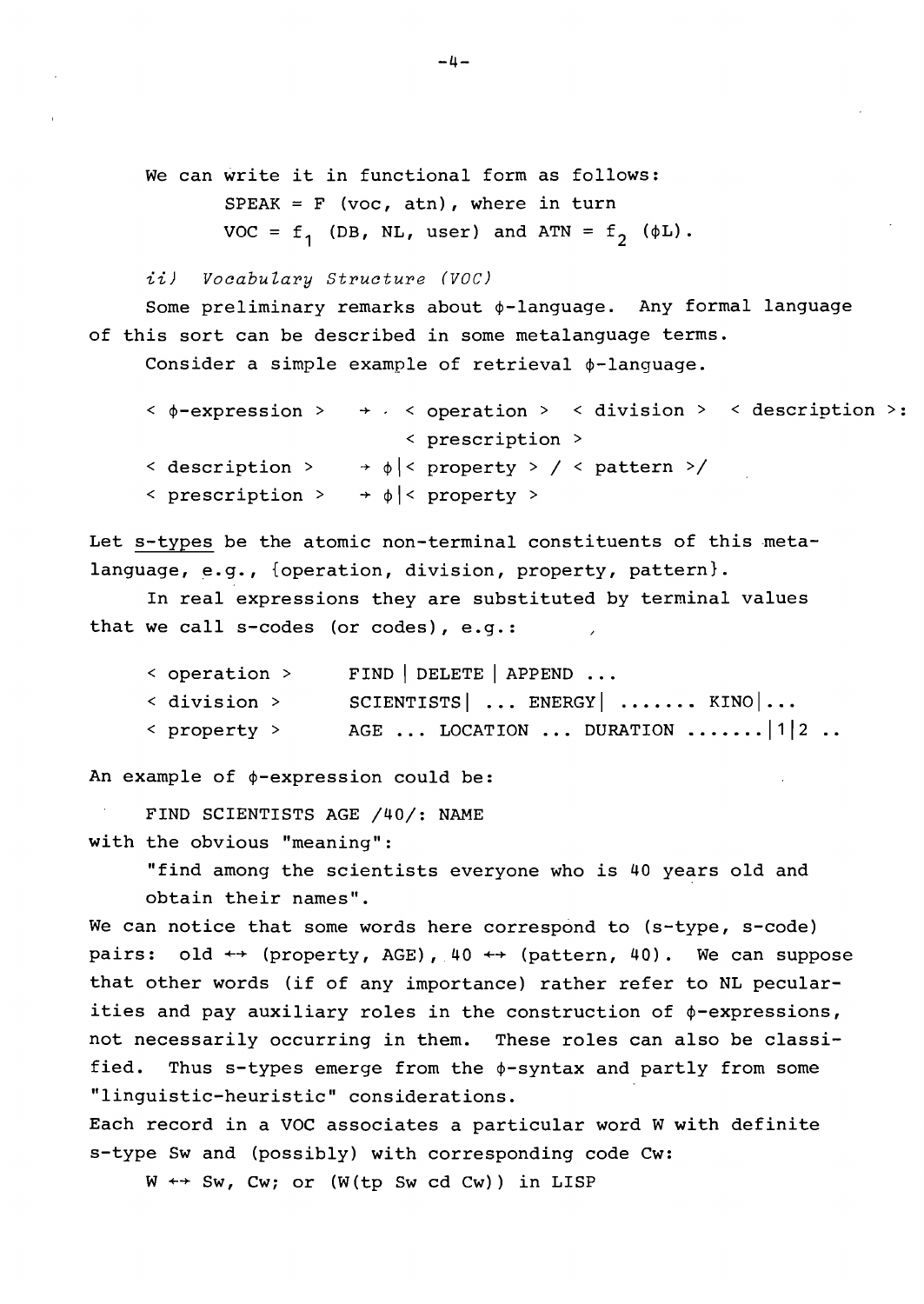We can write it in functional form as follows:

SPEAK = F (voc, atn), where in turn

VOC = $f_1$ (DB, NL, user) and ATN = $f_2$ ($\phi$L).

*ii) Vocabulary Structure (VOC)*

Some preliminary remarks about $\phi$-language. Any formal language of this sort can be described in some metalanguage terms.

Consider a simple example of retrieval $\phi$-language.

```
< φ-expression >   →  < operation > < division > < description >:
                         < prescription >
< description >    → φ|< property > / < pattern >/
< prescription >   → φ|< property >
```

Let <u>s-types</u> be the atomic non-terminal constituents of this metalanguage, e.g., {operation, division, property, pattern}.

In real expressions they are substituted by terminal values that we call s-codes (or codes), e.g.:

```
< operation >     FIND | DELETE | APPEND ...
< division >      SCIENTISTS| ... ENERGY| ....... KINO|...
< property >      AGE ... LOCATION ... DURATION .......|1|2 ..
```

An example of $\phi$-expression could be:

FIND SCIENTISTS AGE /40/: NAME

with the obvious "meaning":

"find among the scientists everyone who is 40 years old and obtain their names".

We can notice that some words here correspond to (s-type, s-code) pairs: old $\leftrightarrow$ (property, AGE), 40 $\leftrightarrow$ (pattern, 40). We can suppose that other words (if of any importance) rather refer to NL pecularities and pay auxiliary roles in the construction of $\phi$-expressions, not necessarily occurring in them. These roles can also be classified. Thus s-types emerge from the $\phi$-syntax and partly from some "linguistic-heuristic" considerations.

Each record in a VOC associates a particular word W with definite s-type Sw and (possibly) with corresponding code Cw:

W $\leftrightarrow$ Sw, Cw; or (W(tp Sw cd Cw)) in LISP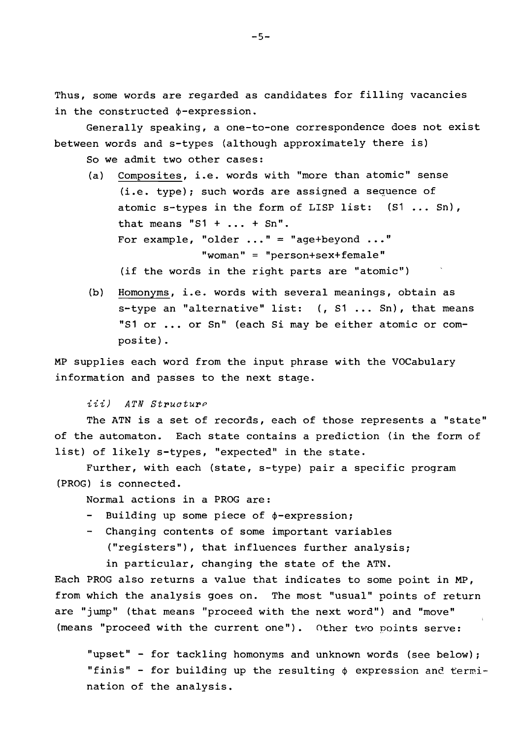Thus, some words are regarded as candidates for filling vacancies in the constructed $\phi$-expression.

Generally speaking, a one-to-one correspondence does not exist between words and s-types (although approximately there is)

So we admit two other cases:

(a) Composites, i.e. words with "more than atomic" sense (i.e. type); such words are assigned a sequence of atomic s-types in the form of LISP list: (S1 ... Sn), that means "S1 + ... + Sn".
   For example, "older ..." = "age+beyond ..."
   "woman" = "person+sex+female"
   (if the words in the right parts are "atomic")

(b) Homonyms, i.e. words with several meanings, obtain as s-type an "alternative" list: (, S1 ... Sn), that means "S1 or ... or Sn" (each Si may be either atomic or composite).

MP supplies each word from the input phrase with the VOCabulary information and passes to the next stage.

*iii) ATN Structure*

The ATN is a set of records, each of those represents a "state" of the automaton. Each state contains a prediction (in the form of list) of likely s-types, "expected" in the state.

Further, with each (state, s-type) pair a specific program (PROG) is connected.

Normal actions in a PROG are:

- Building up some piece of $\phi$-expression;
- Changing contents of some important variables ("registers"), that influences further analysis; in particular, changing the state of the ATN.

Each PROG also returns a value that indicates to some point in MP, from which the analysis goes on. The most "usual" points of return are "jump" (that means "proceed with the next word") and "move" (means "proceed with the current one"). Other two points serve:

"upset" - for tackling homonyms and unknown words (see below);
"finis" - for building up the resulting $\phi$ expression and termination of the analysis.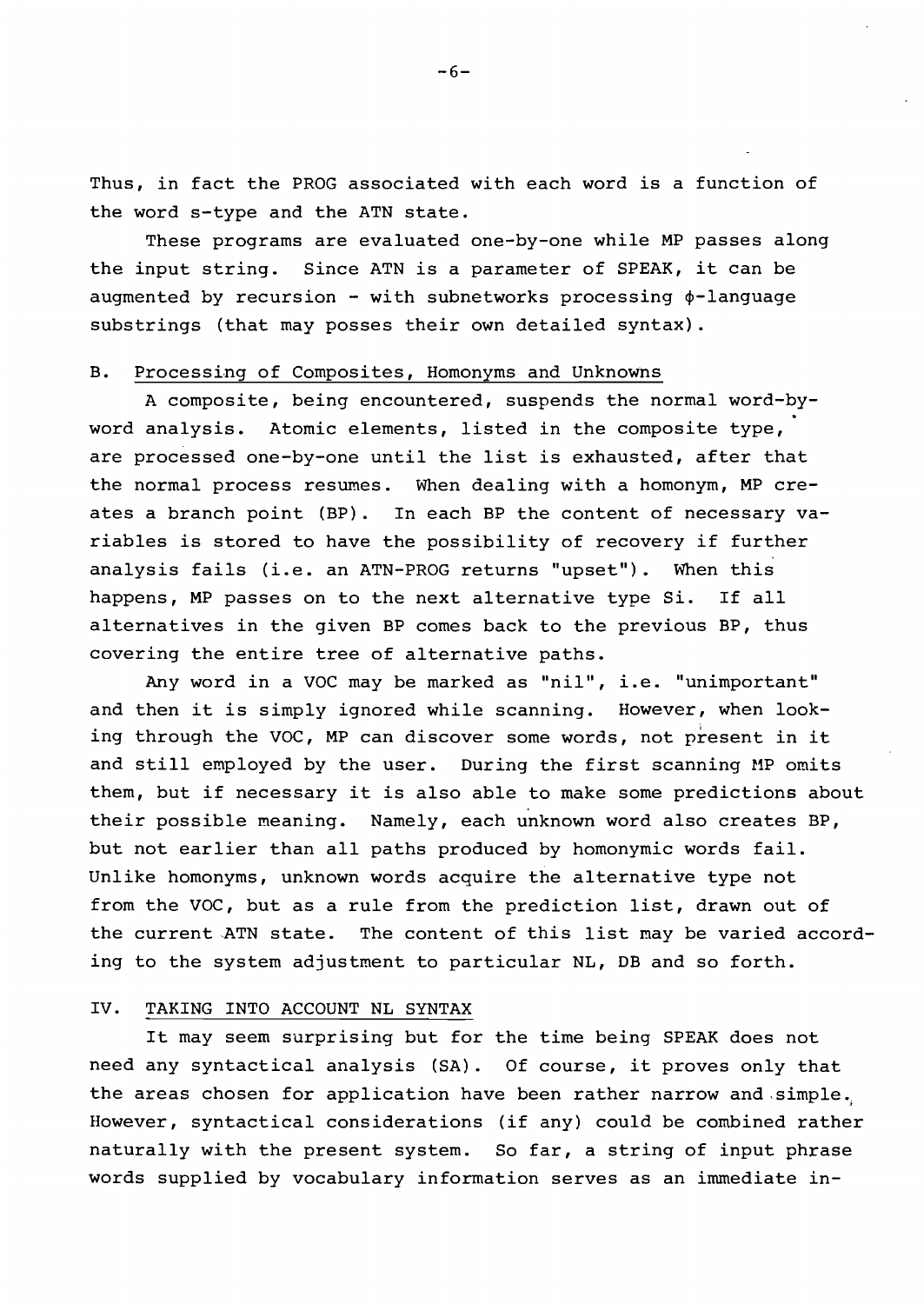Thus, in fact the PROG associated with each word is a function of the word s-type and the ATN state.

These programs are evaluated one-by-one while MP passes along the input string. Since ATN is a parameter of SPEAK, it can be augmented by recursion - with subnetworks processing $\phi$-language substrings (that may posses their own detailed syntax).

## B. Processing of Composites, Homonyms and Unknowns

A composite, being encountered, suspends the normal word-by-word analysis. Atomic elements, listed in the composite type, are processed one-by-one until the list is exhausted, after that the normal process resumes. When dealing with a homonym, MP creates a branch point (BP). In each BP the content of necessary variables is stored to have the possibility of recovery if further analysis fails (i.e. an ATN-PROG returns "upset"). When this happens, MP passes on to the next alternative type Si. If all alternatives in the given BP comes back to the previous BP, thus covering the entire tree of alternative paths.

Any word in a VOC may be marked as "nil", i.e. "unimportant" and then it is simply ignored while scanning. However, when looking through the VOC, MP can discover some words, not present in it and still employed by the user. During the first scanning MP omits them, but if necessary it is also able to make some predictions about their possible meaning. Namely, each unknown word also creates BP, but not earlier than all paths produced by homonymic words fail. Unlike homonyms, unknown words acquire the alternative type not from the VOC, but as a rule from the prediction list, drawn out of the current ATN state. The content of this list may be varied according to the system adjustment to particular NL, DB and so forth.

## IV. TAKING INTO ACCOUNT NL SYNTAX

It may seem surprising but for the time being SPEAK does not need any syntactical analysis (SA). Of course, it proves only that the areas chosen for application have been rather narrow and simple. However, syntactical considerations (if any) could be combined rather naturally with the present system. So far, a string of input phrase words supplied by vocabulary information serves as an immediate in-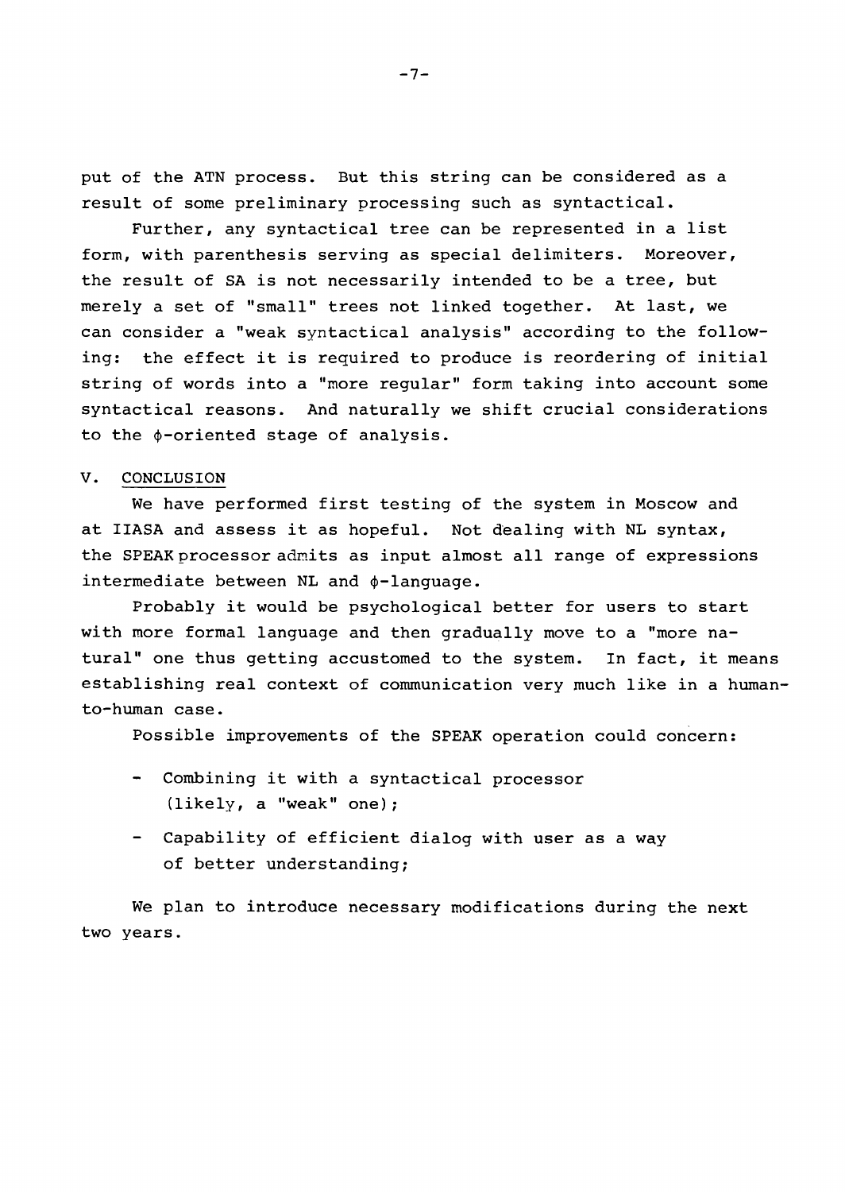put of the ATN process. But this string can be considered as a result of some preliminary processing such as syntactical.

Further, any syntactical tree can be represented in a list form, with parenthesis serving as special delimiters. Moreover, the result of SA is not necessarily intended to be a tree, but merely a set of "small" trees not linked together. At last, we can consider a "weak syntactical analysis" according to the following: the effect it is required to produce is reordering of initial string of words into a "more regular" form taking into account some syntactical reasons. And naturally we shift crucial considerations to the $\phi$-oriented stage of analysis.

## V. CONCLUSION

We have performed first testing of the system in Moscow and at IIASA and assess it as hopeful. Not dealing with NL syntax, the SPEAK processor admits as input almost all range of expressions intermediate between NL and $\phi$-language.

Probably it would be psychological better for users to start with more formal language and then gradually move to a "more natural" one thus getting accustomed to the system. In fact, it means establishing real context of communication very much like in a human-to-human case.

Possible improvements of the SPEAK operation could concern:

- Combining it with a syntactical processor (likely, a "weak" one);
- Capability of efficient dialog with user as a way of better understanding;

We plan to introduce necessary modifications during the next two years.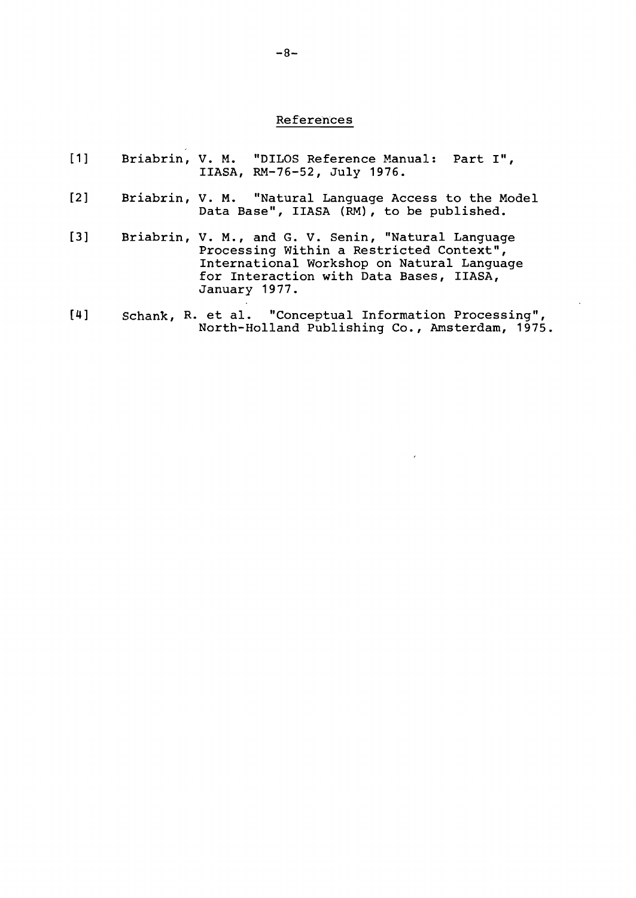## References

[1] Briabrin, V. M. "DILOS Reference Manual: Part I", IIASA, RM-76-52, July 1976.

[2] Briabrin, V. M. "Natural Language Access to the Model Data Base", IIASA (RM), to be published.

[3] Briabrin, V. M., and G. V. Senin, "Natural Language Processing Within a Restricted Context", International Workshop on Natural Language for Interaction with Data Bases, IIASA, January 1977.

[4] Schank, R. et al. "Conceptual Information Processing", North-Holland Publishing Co., Amsterdam, 1975.